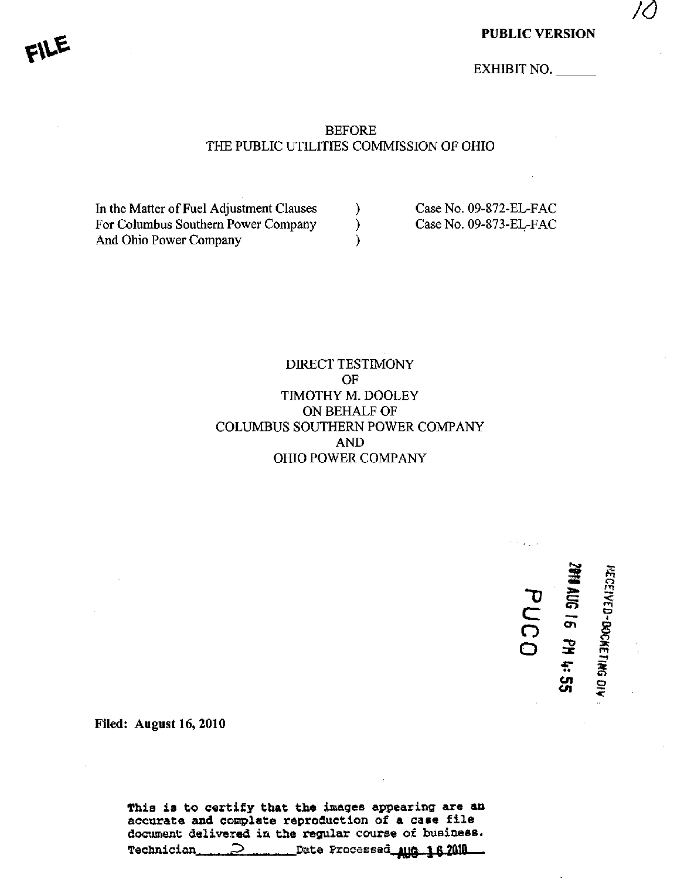FILE

10

**PUBLIC VERSION**

EXHIBIT NO. ______

BEFORE
THE PUBLIC UTILITIES COMMISSION OF OHIO

| | | |
|---|---|---|
| In the Matter of Fuel Adjustment Clauses | ) | Case No. 09-872-EL-FAC |
| For Columbus Southern Power Company | ) | Case No. 09-873-EL-FAC |
| And Ohio Power Company | ) | |

DIRECT TESTIMONY
OF
TIMOTHY M. DOOLEY
ON BEHALF OF
COLUMBUS SOUTHERN POWER COMPANY
AND
OHIO POWER COMPANY

RECEIVED-DOCKETING DIV
2010 AUG 16 PM 4:55
PUCO

**Filed: August 16, 2010**

This is to certify that the images appearing are an accurate and complete reproduction of a case file document delivered in the regular course of business.
Technician ___D___ Date Processed AUG 16 2010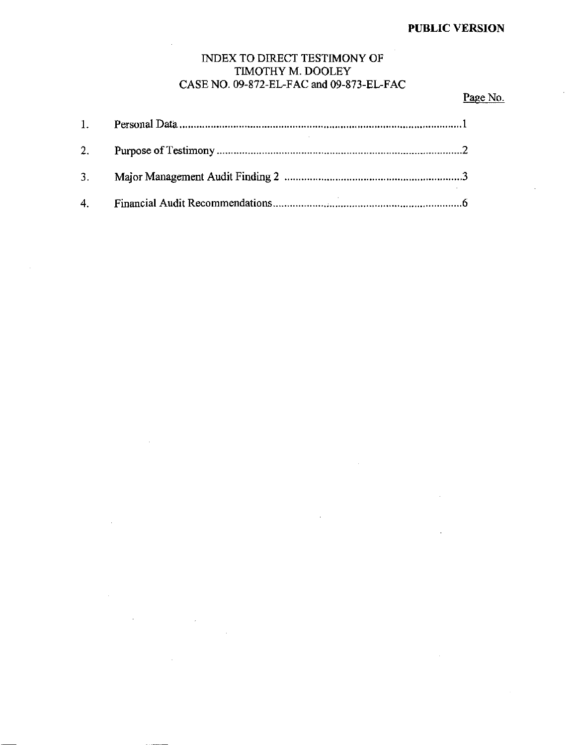**PUBLIC VERSION**

INDEX TO DIRECT TESTIMONY OF
TIMOTHY M. DOOLEY
CASE NO. 09-872-EL-FAC and 09-873-EL-FAC

| | | Page No. |
|---|---|---|
| 1. | Personal Data | 1 |
| 2. | Purpose of Testimony | 2 |
| 3. | Major Management Audit Finding 2 | 3 |
| 4. | Financial Audit Recommendations | 6 |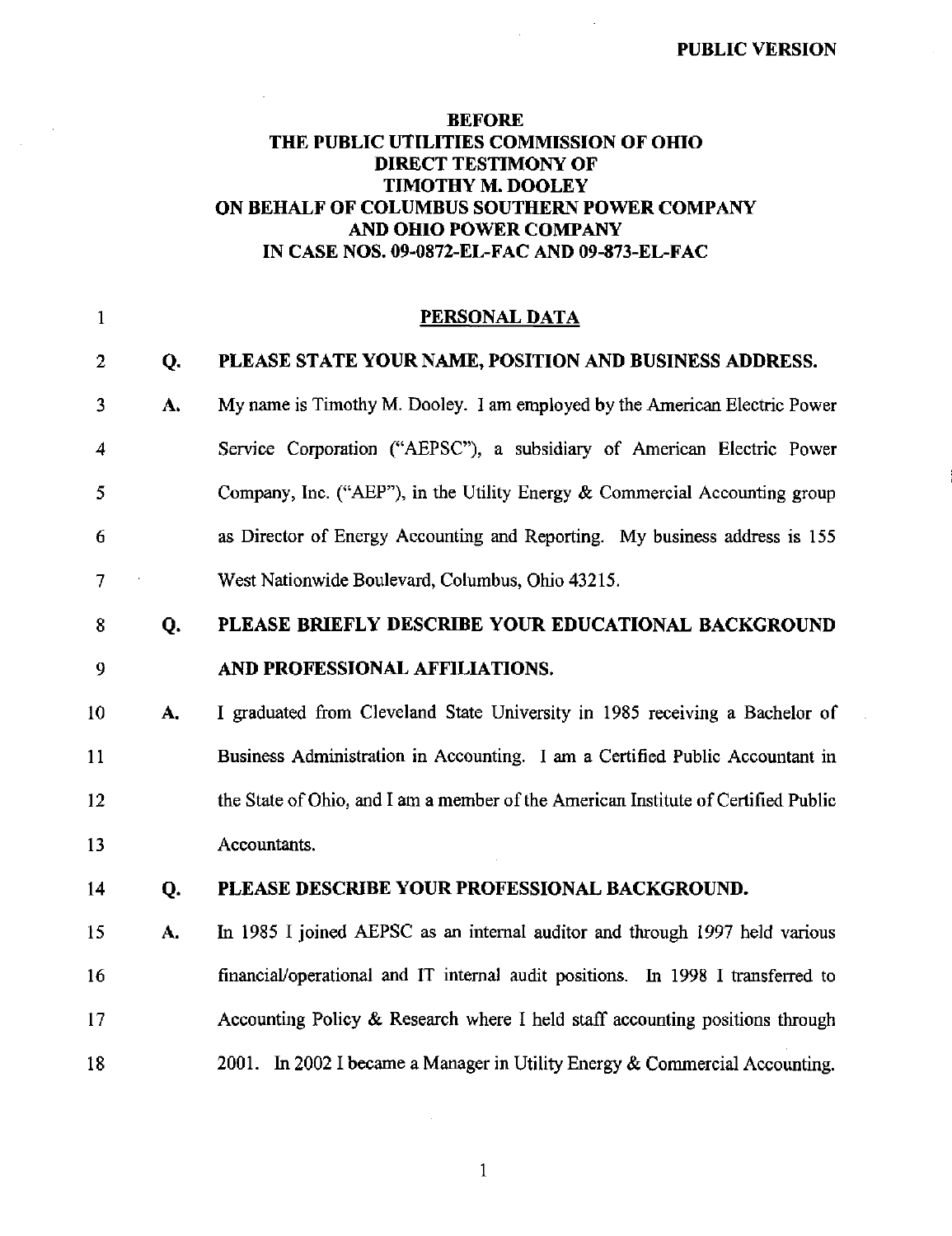PUBLIC VERSION

**BEFORE**
**THE PUBLIC UTILITIES COMMISSION OF OHIO**
**DIRECT TESTIMONY OF**
**TIMOTHY M. DOOLEY**
**ON BEHALF OF COLUMBUS SOUTHERN POWER COMPANY**
**AND OHIO POWER COMPANY**
**IN CASE NOS. 09-0872-EL-FAC AND 09-873-EL-FAC**

## PERSONAL DATA

**Q. PLEASE STATE YOUR NAME, POSITION AND BUSINESS ADDRESS.**

A. My name is Timothy M. Dooley. I am employed by the American Electric Power Service Corporation ("AEPSC"), a subsidiary of American Electric Power Company, Inc. ("AEP"), in the Utility Energy & Commercial Accounting group as Director of Energy Accounting and Reporting. My business address is 155 West Nationwide Boulevard, Columbus, Ohio 43215.

**Q. PLEASE BRIEFLY DESCRIBE YOUR EDUCATIONAL BACKGROUND AND PROFESSIONAL AFFILIATIONS.**

A. I graduated from Cleveland State University in 1985 receiving a Bachelor of Business Administration in Accounting. I am a Certified Public Accountant in the State of Ohio, and I am a member of the American Institute of Certified Public Accountants.

**Q. PLEASE DESCRIBE YOUR PROFESSIONAL BACKGROUND.**

A. In 1985 I joined AEPSC as an internal auditor and through 1997 held various financial/operational and IT internal audit positions. In 1998 I transferred to Accounting Policy & Research where I held staff accounting positions through 2001. In 2002 I became a Manager in Utility Energy & Commercial Accounting.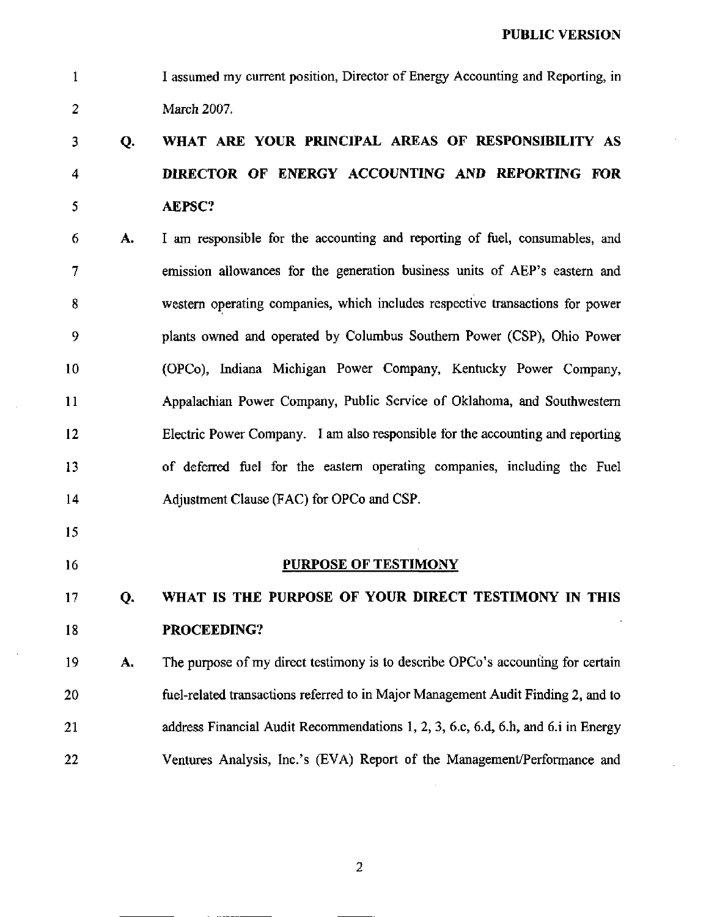I assumed my current position, Director of Energy Accounting and Reporting, in March 2007.

**Q. WHAT ARE YOUR PRINCIPAL AREAS OF RESPONSIBILITY AS DIRECTOR OF ENERGY ACCOUNTING AND REPORTING FOR AEPSC?**

A. I am responsible for the accounting and reporting of fuel, consumables, and emission allowances for the generation business units of AEP's eastern and western operating companies, which includes respective transactions for power plants owned and operated by Columbus Southern Power (CSP), Ohio Power (OPCo), Indiana Michigan Power Company, Kentucky Power Company, Appalachian Power Company, Public Service of Oklahoma, and Southwestern Electric Power Company. I am also responsible for the accounting and reporting of deferred fuel for the eastern operating companies, including the Fuel Adjustment Clause (FAC) for OPCo and CSP.

## PURPOSE OF TESTIMONY

**Q. WHAT IS THE PURPOSE OF YOUR DIRECT TESTIMONY IN THIS PROCEEDING?**

A. The purpose of my direct testimony is to describe OPCo's accounting for certain fuel-related transactions referred to in Major Management Audit Finding 2, and to address Financial Audit Recommendations 1, 2, 3, 6.c, 6.d, 6.h, and 6.i in Energy Ventures Analysis, Inc.'s (EVA) Report of the Management/Performance and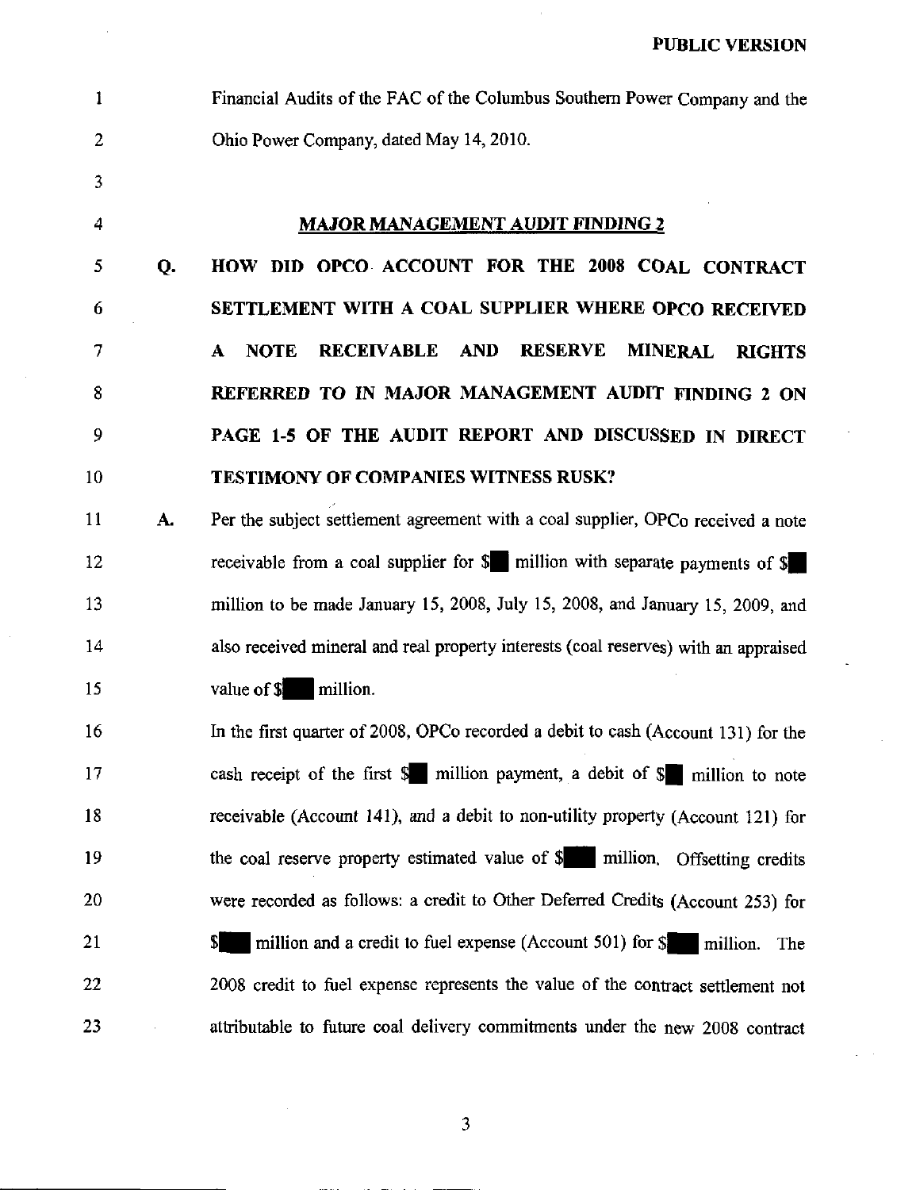Financial Audits of the FAC of the Columbus Southern Power Company and the Ohio Power Company, dated May 14, 2010.

## MAJOR MANAGEMENT AUDIT FINDING 2

**Q. HOW DID OPCO ACCOUNT FOR THE 2008 COAL CONTRACT SETTLEMENT WITH A COAL SUPPLIER WHERE OPCO RECEIVED A NOTE RECEIVABLE AND RESERVE MINERAL RIGHTS REFERRED TO IN MAJOR MANAGEMENT AUDIT FINDING 2 ON PAGE 1-5 OF THE AUDIT REPORT AND DISCUSSED IN DIRECT TESTIMONY OF COMPANIES WITNESS RUSK?**

A. Per the subject settlement agreement with a coal supplier, OPCo received a note receivable from a coal supplier for $█ million with separate payments of $█ million to be made January 15, 2008, July 15, 2008, and January 15, 2009, and also received mineral and real property interests (coal reserves) with an appraised value of $█ million.

In the first quarter of 2008, OPCo recorded a debit to cash (Account 131) for the cash receipt of the first $█ million payment, a debit of $█ million to note receivable (Account 141), and a debit to non-utility property (Account 121) for the coal reserve property estimated value of $█ million. Offsetting credits were recorded as follows: a credit to Other Deferred Credits (Account 253) for $█ million and a credit to fuel expense (Account 501) for $█ million. The 2008 credit to fuel expense represents the value of the contract settlement not attributable to future coal delivery commitments under the new 2008 contract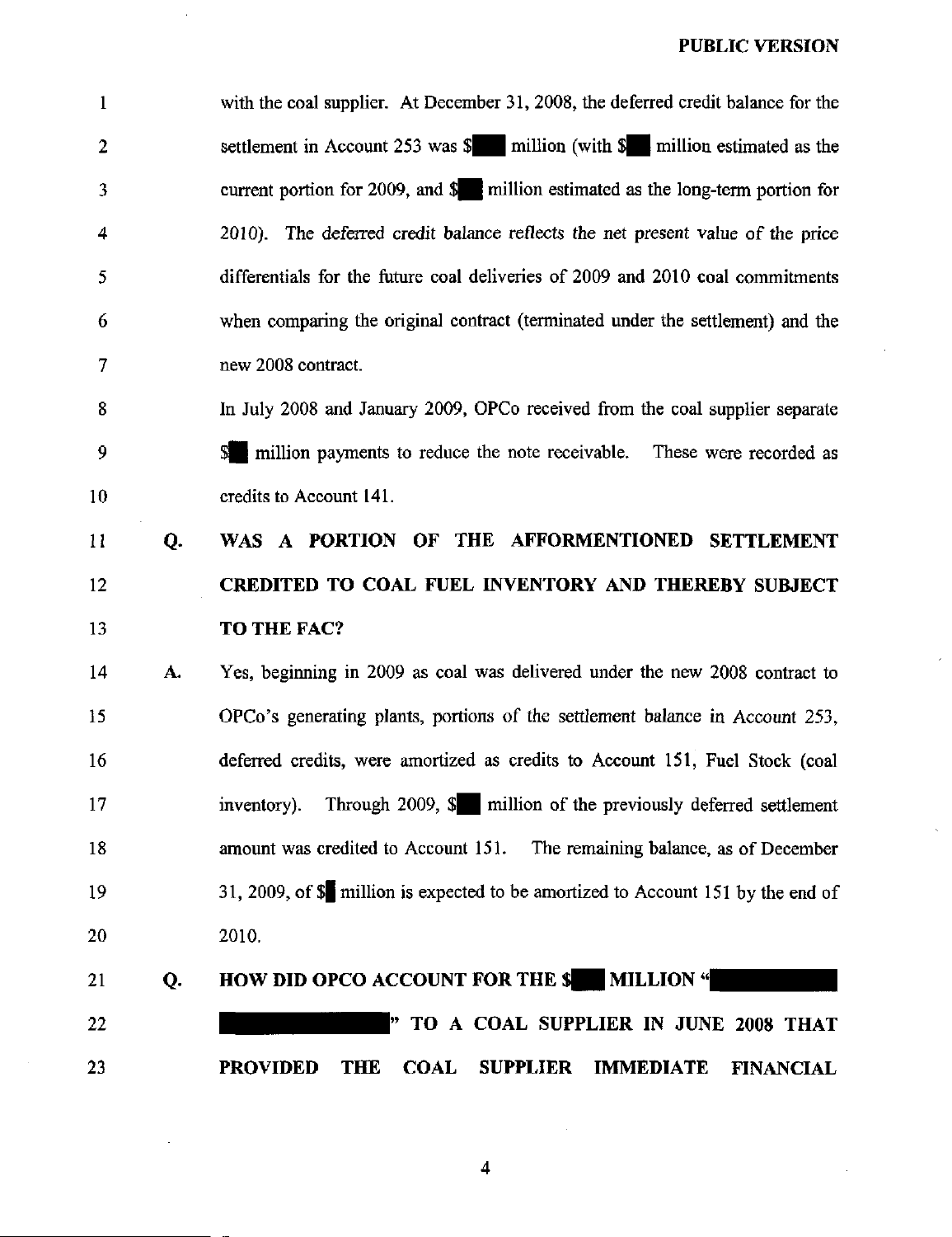with the coal supplier. At December 31, 2008, the deferred credit balance for the settlement in Account 253 was $█ million (with $█ million estimated as the current portion for 2009, and $█ million estimated as the long-term portion for 2010). The deferred credit balance reflects the net present value of the price differentials for the future coal deliveries of 2009 and 2010 coal commitments when comparing the original contract (terminated under the settlement) and the new 2008 contract.

In July 2008 and January 2009, OPCo received from the coal supplier separate $█ million payments to reduce the note receivable. These were recorded as credits to Account 141.

**Q. WAS A PORTION OF THE AFFORMENTIONED SETTLEMENT CREDITED TO COAL FUEL INVENTORY AND THEREBY SUBJECT TO THE FAC?**

A. Yes, beginning in 2009 as coal was delivered under the new 2008 contract to OPCo's generating plants, portions of the settlement balance in Account 253, deferred credits, were amortized as credits to Account 151, Fuel Stock (coal inventory). Through 2009, $█ million of the previously deferred settlement amount was credited to Account 151. The remaining balance, as of December 31, 2009, of $█ million is expected to be amortized to Account 151 by the end of 2010.

**Q. HOW DID OPCO ACCOUNT FOR THE $█ MILLION "█████████████████" TO A COAL SUPPLIER IN JUNE 2008 THAT PROVIDED THE COAL SUPPLIER IMMEDIATE FINANCIAL**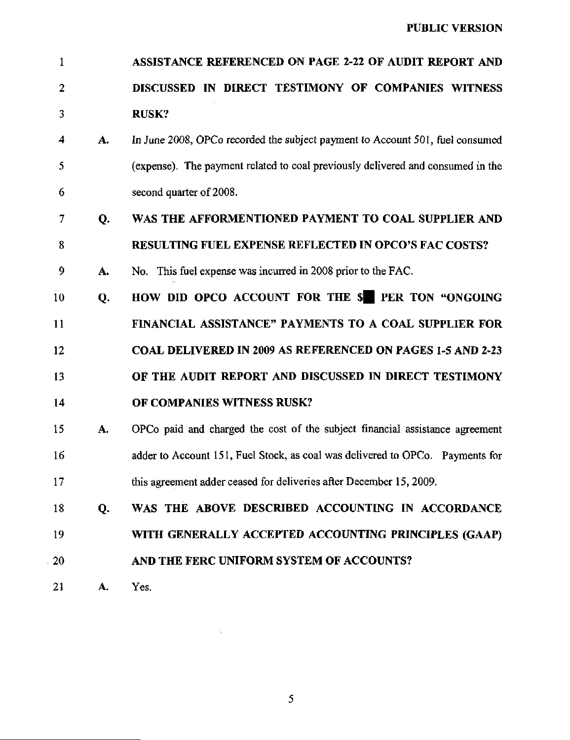**ASSISTANCE REFERENCED ON PAGE 2-22 OF AUDIT REPORT AND DISCUSSED IN DIRECT TESTIMONY OF COMPANIES WITNESS RUSK?**

A. In June 2008, OPCo recorded the subject payment to Account 501, fuel consumed (expense). The payment related to coal previously delivered and consumed in the second quarter of 2008.

**Q. WAS THE AFFORMENTIONED PAYMENT TO COAL SUPPLIER AND RESULTING FUEL EXPENSE REFLECTED IN OPCO'S FAC COSTS?**

A. No. This fuel expense was incurred in 2008 prior to the FAC.

**Q. HOW DID OPCO ACCOUNT FOR THE $█ PER TON "ONGOING FINANCIAL ASSISTANCE" PAYMENTS TO A COAL SUPPLIER FOR COAL DELIVERED IN 2009 AS REFERENCED ON PAGES 1-5 AND 2-23 OF THE AUDIT REPORT AND DISCUSSED IN DIRECT TESTIMONY OF COMPANIES WITNESS RUSK?**

A. OPCo paid and charged the cost of the subject financial assistance agreement adder to Account 151, Fuel Stock, as coal was delivered to OPCo. Payments for this agreement adder ceased for deliveries after December 15, 2009.

**Q. WAS THE ABOVE DESCRIBED ACCOUNTING IN ACCORDANCE WITH GENERALLY ACCEPTED ACCOUNTING PRINCIPLES (GAAP) AND THE FERC UNIFORM SYSTEM OF ACCOUNTS?**

A. Yes.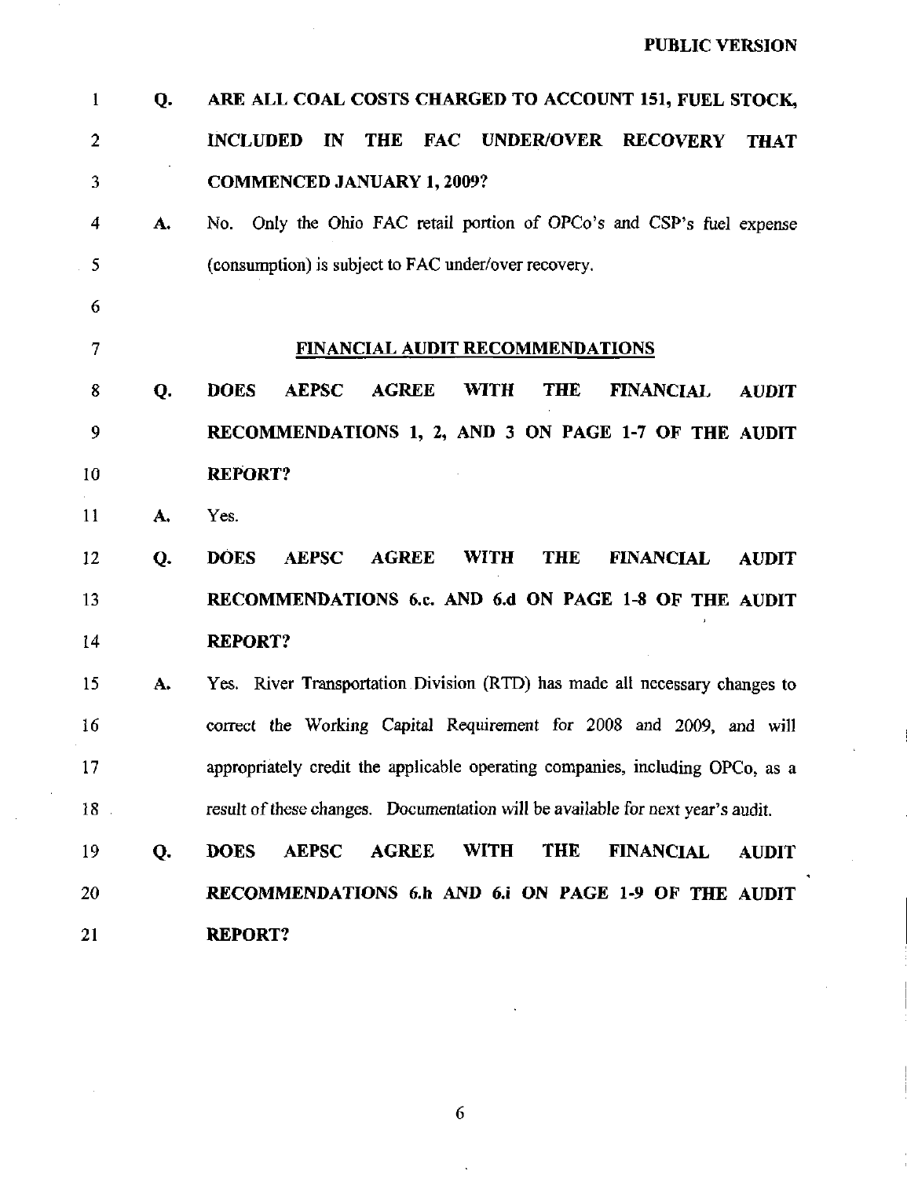PUBLIC VERSION

**Q. ARE ALL COAL COSTS CHARGED TO ACCOUNT 151, FUEL STOCK, INCLUDED IN THE FAC UNDER/OVER RECOVERY THAT COMMENCED JANUARY 1, 2009?**

A. No. Only the Ohio FAC retail portion of OPCo's and CSP's fuel expense (consumption) is subject to FAC under/over recovery.

## FINANCIAL AUDIT RECOMMENDATIONS

**Q. DOES AEPSC AGREE WITH THE FINANCIAL AUDIT RECOMMENDATIONS 1, 2, AND 3 ON PAGE 1-7 OF THE AUDIT REPORT?**

A. Yes.

**Q. DOES AEPSC AGREE WITH THE FINANCIAL AUDIT RECOMMENDATIONS 6.c. AND 6.d ON PAGE 1-8 OF THE AUDIT REPORT?**

A. Yes. River Transportation Division (RTD) has made all necessary changes to correct the Working Capital Requirement for 2008 and 2009, and will appropriately credit the applicable operating companies, including OPCo, as a result of these changes. Documentation will be available for next year's audit.

**Q. DOES AEPSC AGREE WITH THE FINANCIAL AUDIT RECOMMENDATIONS 6.h AND 6.i ON PAGE 1-9 OF THE AUDIT REPORT?**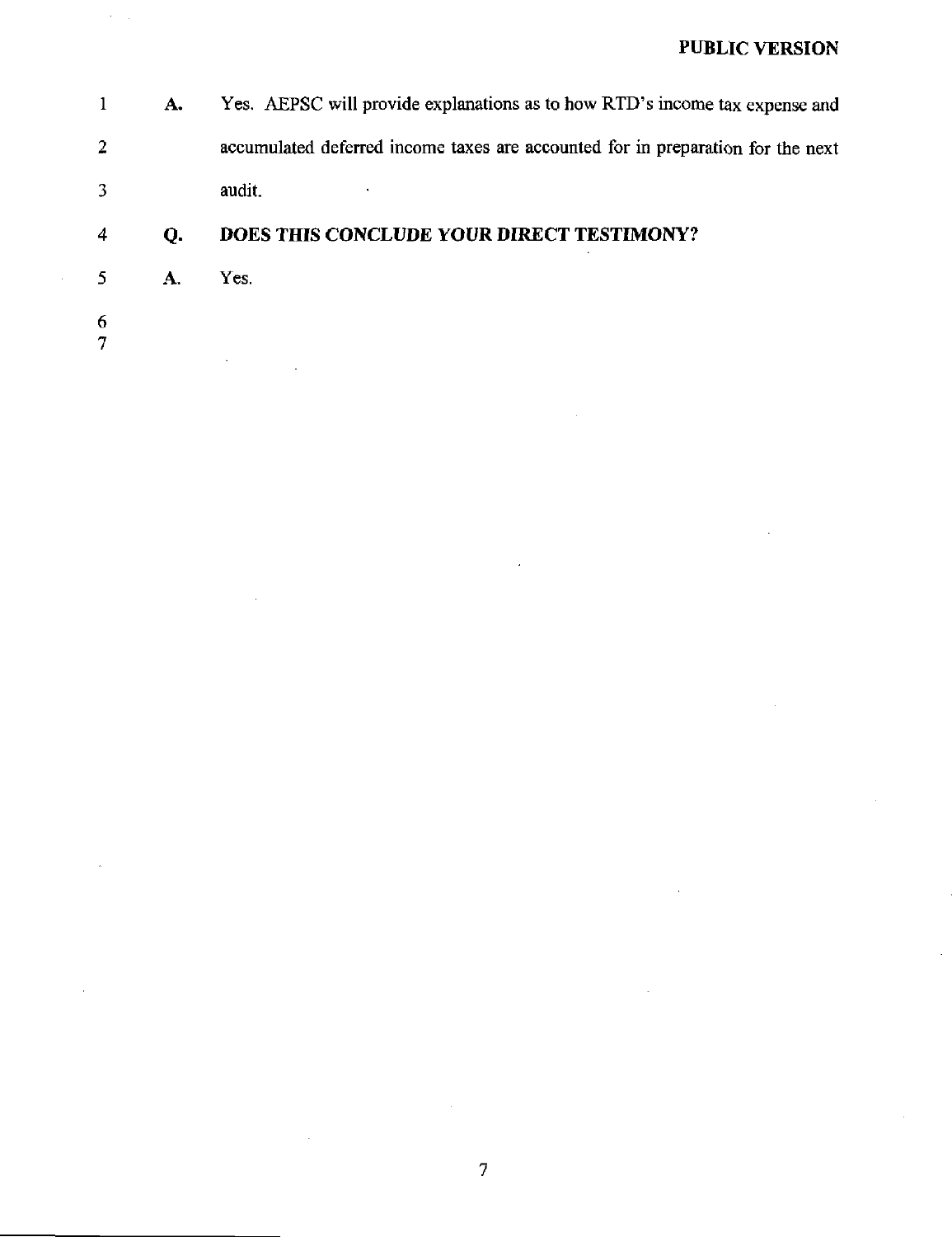**PUBLIC VERSION**

A. Yes. AEPSC will provide explanations as to how RTD's income tax expense and accumulated deferred income taxes are accounted for in preparation for the next audit.

**Q. DOES THIS CONCLUDE YOUR DIRECT TESTIMONY?**

A. Yes.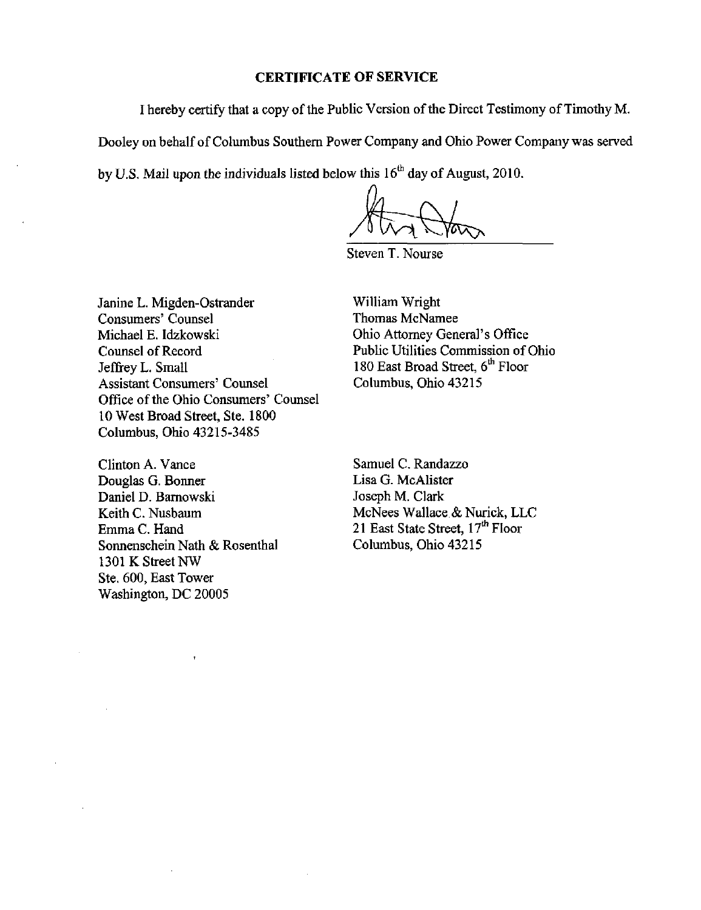## CERTIFICATE OF SERVICE

I hereby certify that a copy of the Public Version of the Direct Testimony of Timothy M. Dooley on behalf of Columbus Southern Power Company and Ohio Power Company was served by U.S. Mail upon the individuals listed below this 16[th] day of August, 2010.

Steven T. Nourse

Janine L. Migden-Ostrander
Consumers' Counsel
Michael E. Idzkowski
Counsel of Record
Jeffrey L. Small
Assistant Consumers' Counsel
Office of the Ohio Consumers' Counsel
10 West Broad Street, Ste. 1800
Columbus, Ohio 43215-3485

William Wright
Thomas McNamee
Ohio Attorney General's Office
Public Utilities Commission of Ohio
180 East Broad Street, 6[th] Floor
Columbus, Ohio 43215

Clinton A. Vance
Douglas G. Bonner
Daniel D. Barnowski
Keith C. Nusbaum
Emma C. Hand
Sonnenschein Nath & Rosenthal
1301 K Street NW
Ste. 600, East Tower
Washington, DC 20005

Samuel C. Randazzo
Lisa G. McAlister
Joseph M. Clark
McNees Wallace & Nurick, LLC
21 East State Street, 17[th] Floor
Columbus, Ohio 43215